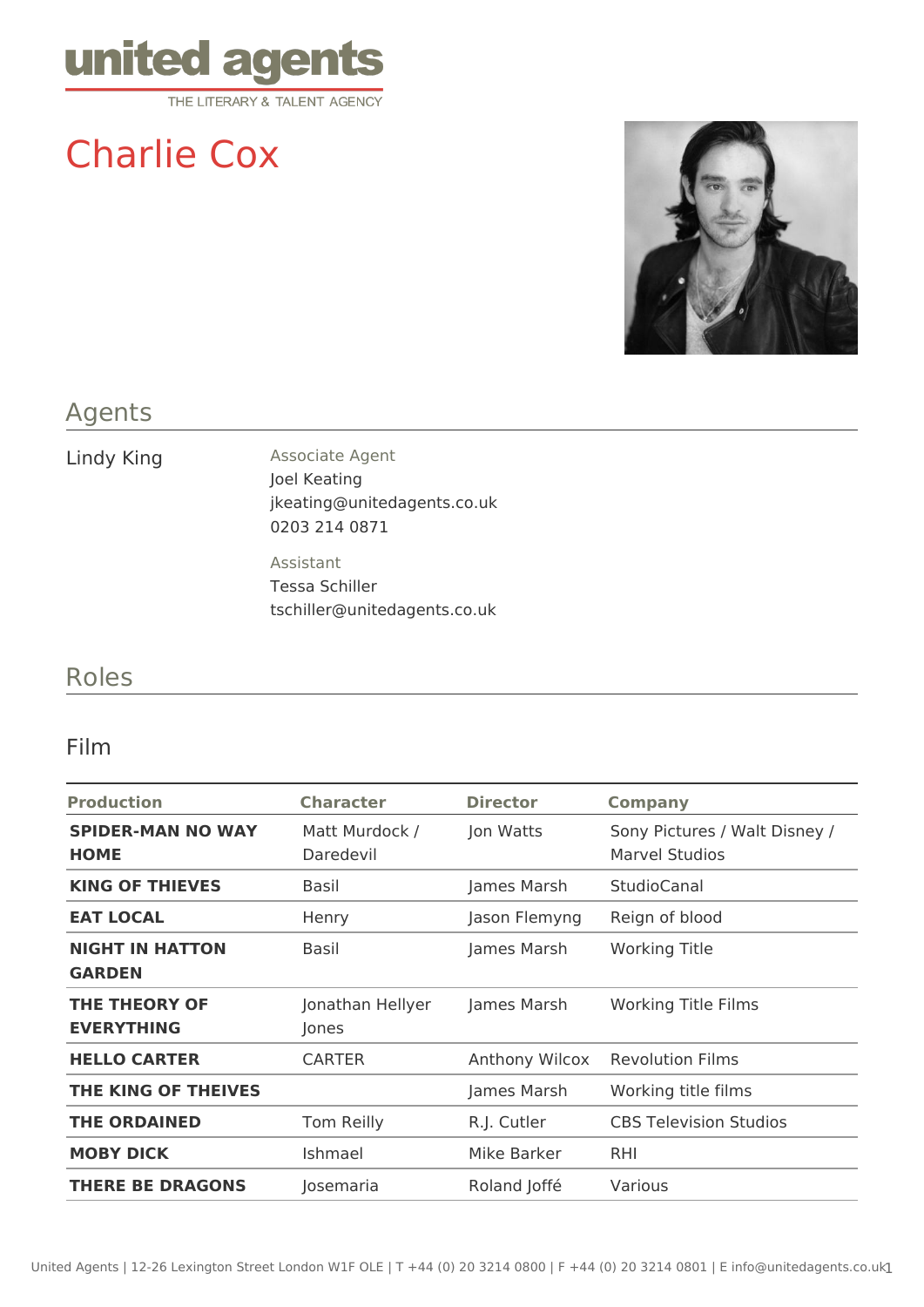united agents
THE LITERARY & TALENT AGENCY

# Charlie Cox

## Agents

Lindy King

Associate Agent
Joel Keating
jkeating@unitedagents.co.uk
0203 214 0871

Assistant
Tessa Schiller
tschiller@unitedagents.co.uk

## Roles

### Film

| Production | Character | Director | Company |
|---|---|---|---|
| **SPIDER-MAN NO WAY HOME** | Matt Murdock / Daredevil | Jon Watts | Sony Pictures / Walt Disney / Marvel Studios |
| **KING OF THIEVES** | Basil | James Marsh | StudioCanal |
| **EAT LOCAL** | Henry | Jason Flemyng | Reign of blood |
| **NIGHT IN HATTON GARDEN** | Basil | James Marsh | Working Title |
| **THE THEORY OF EVERYTHING** | Jonathan Hellyer Jones | James Marsh | Working Title Films |
| **HELLO CARTER** | CARTER | Anthony Wilcox | Revolution Films |
| **THE KING OF THEIVES** | | James Marsh | Working title films |
| **THE ORDAINED** | Tom Reilly | R.J. Cutler | CBS Television Studios |
| **MOBY DICK** | Ishmael | Mike Barker | RHI |
| **THERE BE DRAGONS** | Josemaria | Roland Joffé | Various |

United Agents | 12-26 Lexington Street London W1F OLE | T +44 (0) 20 3214 0800 | F +44 (0) 20 3214 0801 | E info@unitedagents.co.uk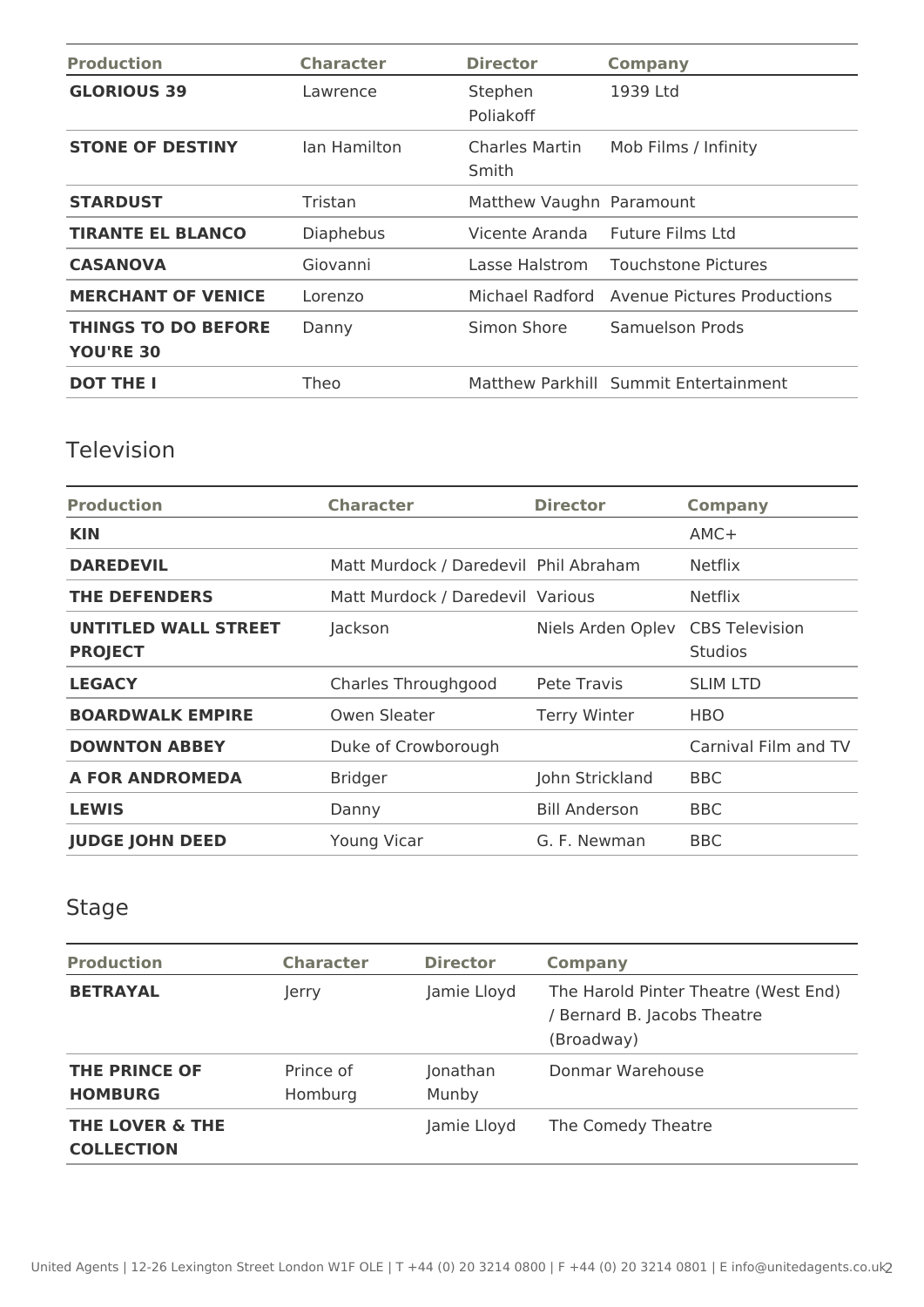| Production | Character | Director | Company |
|---|---|---|---|
| **GLORIOUS 39** | Lawrence | Stephen Poliakoff | 1939 Ltd |
| **STONE OF DESTINY** | Ian Hamilton | Charles Martin Smith | Mob Films / Infinity |
| **STARDUST** | Tristan | Matthew Vaughn | Paramount |
| **TIRANTE EL BLANCO** | Diaphebus | Vicente Aranda | Future Films Ltd |
| **CASANOVA** | Giovanni | Lasse Halstrom | Touchstone Pictures |
| **MERCHANT OF VENICE** | Lorenzo | Michael Radford | Avenue Pictures Productions |
| **THINGS TO DO BEFORE YOU'RE 30** | Danny | Simon Shore | Samuelson Prods |
| **DOT THE I** | Theo | Matthew Parkhill | Summit Entertainment |

## Television

| Production | Character | Director | Company |
|---|---|---|---|
| **KIN** | | | AMC+ |
| **DAREDEVIL** | Matt Murdock / Daredevil | Phil Abraham | Netflix |
| **THE DEFENDERS** | Matt Murdock / Daredevil | Various | Netflix |
| **UNTITLED WALL STREET PROJECT** | Jackson | Niels Arden Oplev | CBS Television Studios |
| **LEGACY** | Charles Throughgood | Pete Travis | SLIM LTD |
| **BOARDWALK EMPIRE** | Owen Sleater | Terry Winter | HBO |
| **DOWNTON ABBEY** | Duke of Crowborough | | Carnival Film and TV |
| **A FOR ANDROMEDA** | Bridger | John Strickland | BBC |
| **LEWIS** | Danny | Bill Anderson | BBC |
| **JUDGE JOHN DEED** | Young Vicar | G. F. Newman | BBC |

## Stage

| Production | Character | Director | Company |
|---|---|---|---|
| **BETRAYAL** | Jerry | Jamie Lloyd | The Harold Pinter Theatre (West End) / Bernard B. Jacobs Theatre (Broadway) |
| **THE PRINCE OF HOMBURG** | Prince of Homburg | Jonathan Munby | Donmar Warehouse |
| **THE LOVER & THE COLLECTION** | | Jamie Lloyd | The Comedy Theatre |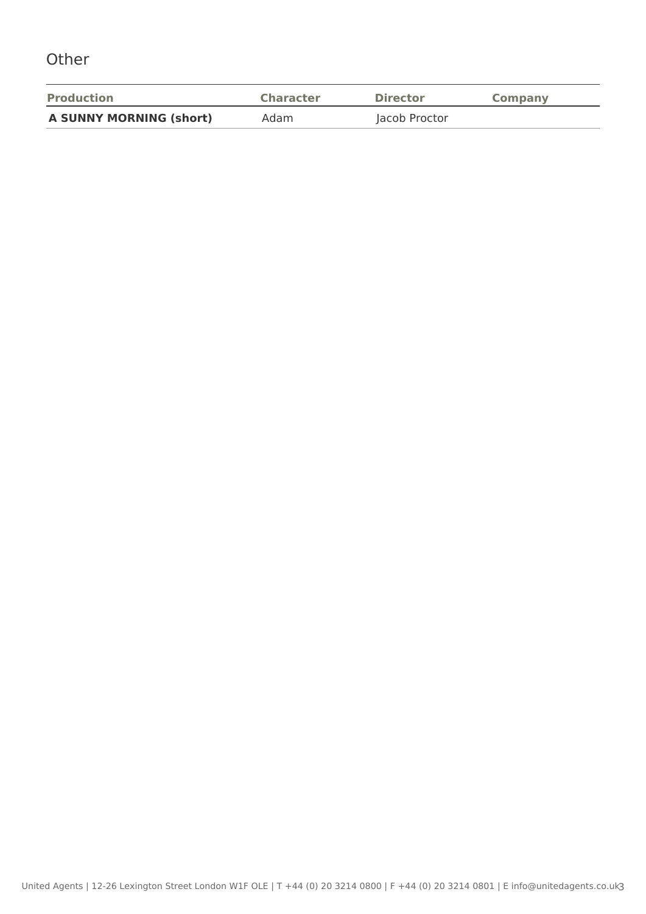## Other

| Production | Character | Director | Company |
| --- | --- | --- | --- |
| **A SUNNY MORNING (short)** | Adam | Jacob Proctor | |